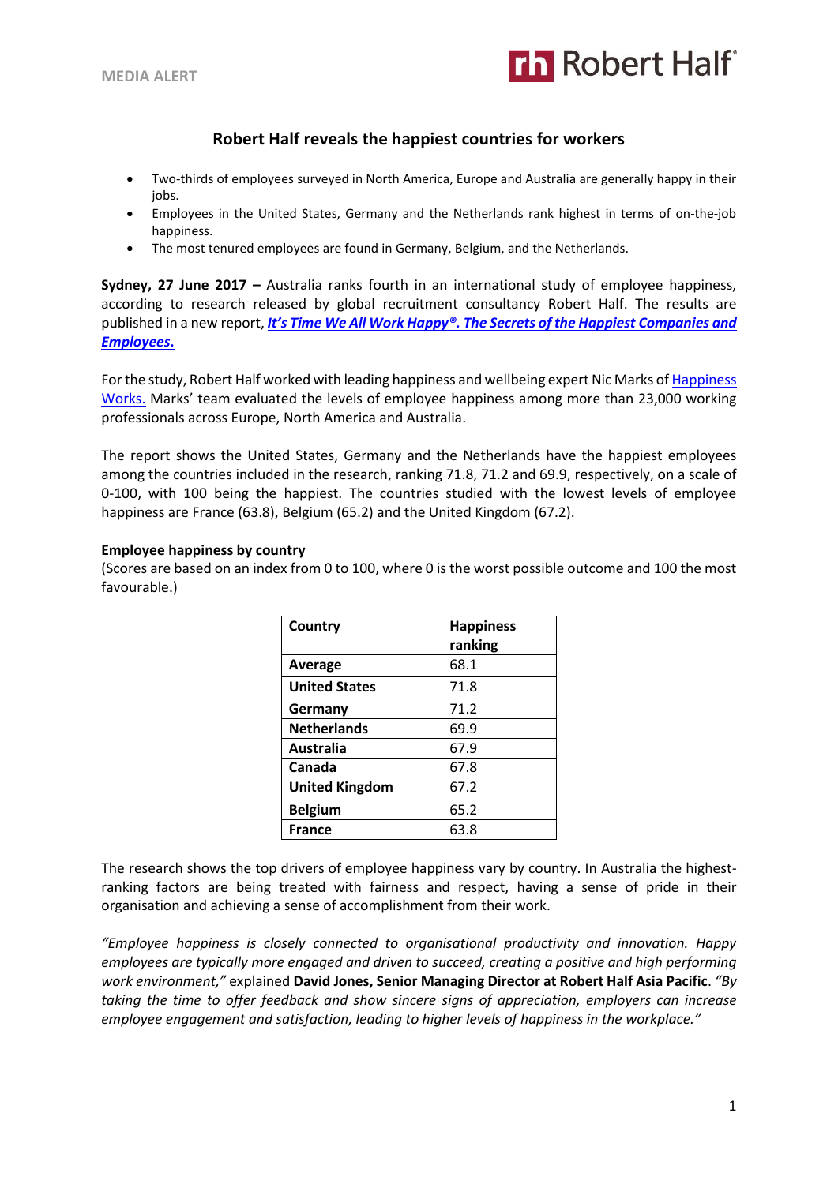MEDIA ALERT

# Robert Half reveals the happiest countries for workers

- Two-thirds of employees surveyed in North America, Europe and Australia are generally happy in their jobs.
- Employees in the United States, Germany and the Netherlands rank highest in terms of on-the-job happiness.
- The most tenured employees are found in Germany, Belgium, and the Netherlands.

**Sydney, 27 June 2017 –** Australia ranks fourth in an international study of employee happiness, according to research released by global recruitment consultancy Robert Half. The results are published in a new report, ***It's Time We All Work Happy®. The Secrets of the Happiest Companies and Employees.***

For the study, Robert Half worked with leading happiness and wellbeing expert Nic Marks of Happiness Works. Marks' team evaluated the levels of employee happiness among more than 23,000 working professionals across Europe, North America and Australia.

The report shows the United States, Germany and the Netherlands have the happiest employees among the countries included in the research, ranking 71.8, 71.2 and 69.9, respectively, on a scale of 0-100, with 100 being the happiest. The countries studied with the lowest levels of employee happiness are France (63.8), Belgium (65.2) and the United Kingdom (67.2).

**Employee happiness by country**

(Scores are based on an index from 0 to 100, where 0 is the worst possible outcome and 100 the most favourable.)

| Country | Happiness ranking |
|---|---|
| **Average** | 68.1 |
| **United States** | 71.8 |
| **Germany** | 71.2 |
| **Netherlands** | 69.9 |
| **Australia** | 67.9 |
| **Canada** | 67.8 |
| **United Kingdom** | 67.2 |
| **Belgium** | 65.2 |
| **France** | 63.8 |

The research shows the top drivers of employee happiness vary by country. In Australia the highest-ranking factors are being treated with fairness and respect, having a sense of pride in their organisation and achieving a sense of accomplishment from their work.

*"Employee happiness is closely connected to organisational productivity and innovation. Happy employees are typically more engaged and driven to succeed, creating a positive and high performing work environment,"* explained **David Jones, Senior Managing Director at Robert Half Asia Pacific**. *"By taking the time to offer feedback and show sincere signs of appreciation, employers can increase employee engagement and satisfaction, leading to higher levels of happiness in the workplace."*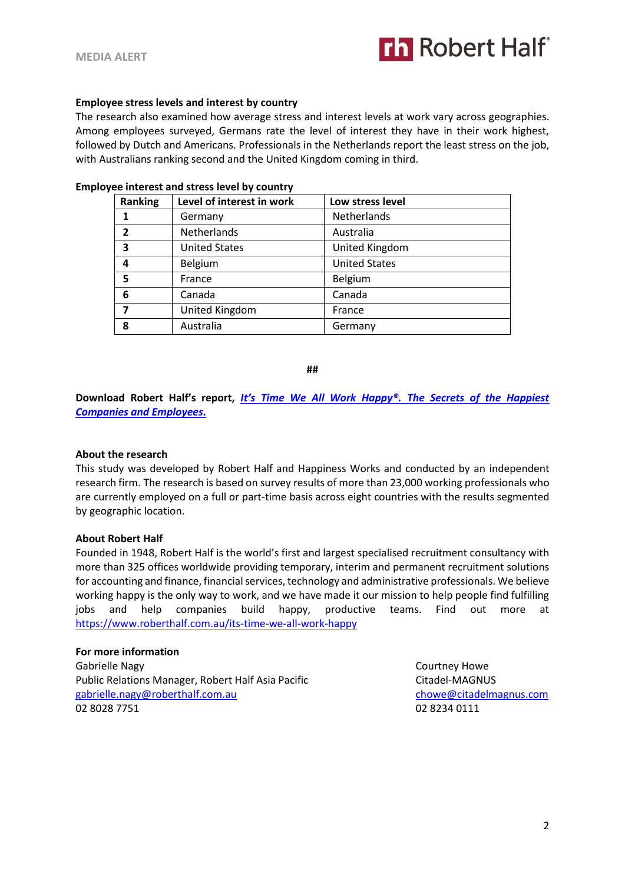MEDIA ALERT

### Employee stress levels and interest by country

The research also examined how average stress and interest levels at work vary across geographies. Among employees surveyed, Germans rate the level of interest they have in their work highest, followed by Dutch and Americans. Professionals in the Netherlands report the least stress on the job, with Australians ranking second and the United Kingdom coming in third.

**Employee interest and stress level by country**

| Ranking | Level of interest in work | Low stress level |
|---|---|---|
| **1** | Germany | Netherlands |
| **2** | Netherlands | Australia |
| **3** | United States | United Kingdom |
| **4** | Belgium | United States |
| **5** | France | Belgium |
| **6** | Canada | Canada |
| **7** | United Kingdom | France |
| **8** | Australia | Germany |

**##**

**Download Robert Half's report, *It's Time We All Work Happy®. The Secrets of the Happiest Companies and Employees.***

### About the research

This study was developed by Robert Half and Happiness Works and conducted by an independent research firm. The research is based on survey results of more than 23,000 working professionals who are currently employed on a full or part-time basis across eight countries with the results segmented by geographic location.

### About Robert Half

Founded in 1948, Robert Half is the world's first and largest specialised recruitment consultancy with more than 325 offices worldwide providing temporary, interim and permanent recruitment solutions for accounting and finance, financial services, technology and administrative professionals. We believe working happy is the only way to work, and we have made it our mission to help people find fulfilling jobs and help companies build happy, productive teams. Find out more at https://www.roberthalf.com.au/its-time-we-all-work-happy

### For more information

Gabrielle Nagy
Public Relations Manager, Robert Half Asia Pacific
gabrielle.nagy@roberthalf.com.au
02 8028 7751

Courtney Howe
Citadel-MAGNUS
chowe@citadelmagnus.com
02 8234 0111